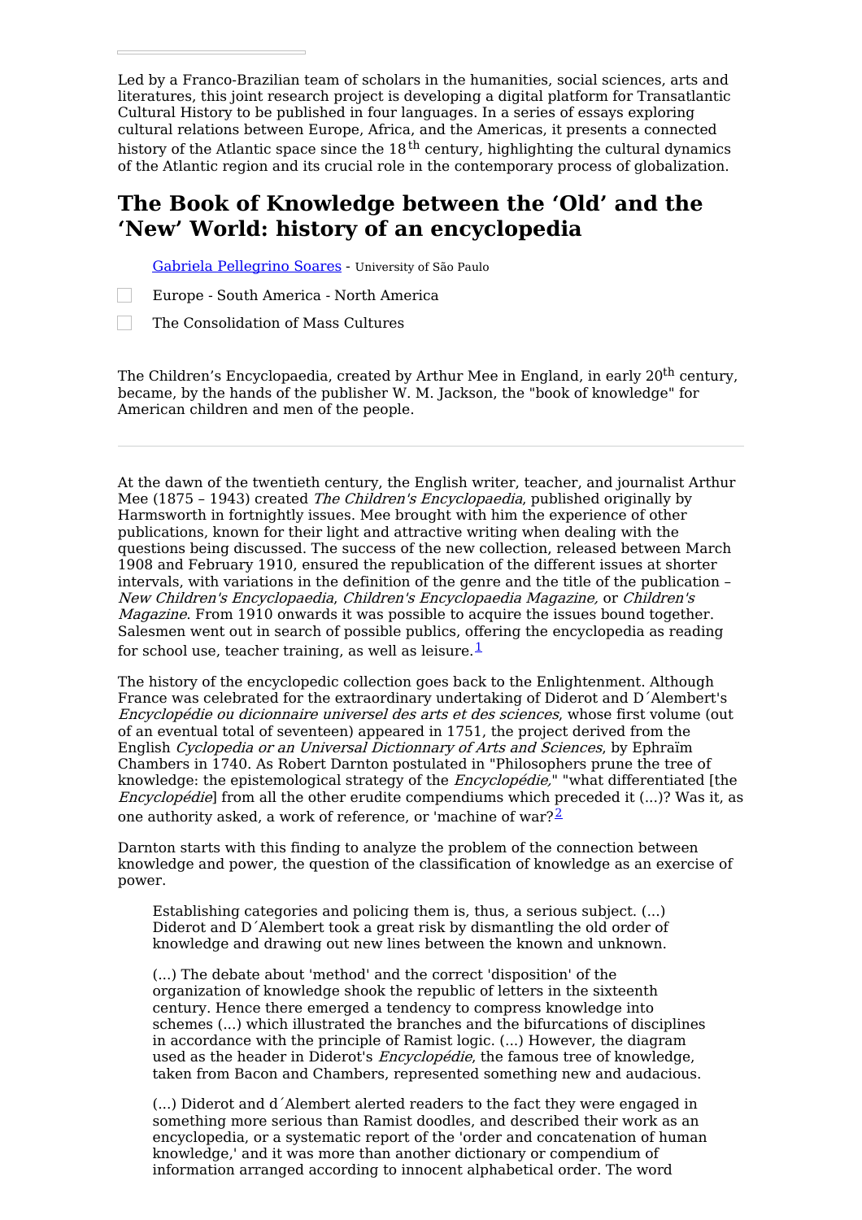Led by a Franco-Brazilian team of scholars in the humanities, social sciences, arts and literatures, this joint research project is developing a digital platform for Transatlantic Cultural History to be published in four languages. In a series of essays exploring cultural relations between Europe, Africa, and the Americas, it presents a connected history of the Atlantic space since the 18th century, highlighting the cultural dynamics of the Atlantic region and its crucial role in the contemporary process of globalization.

# The Book of Knowledge between the 'Old' and the 'New' World: history of an encyclopedia

Gabriela Pellegrino Soares - University of São Paulo

Europe - South America - North America

The Consolidation of Mass Cultures

The Children's Encyclopaedia, created by Arthur Mee in England, in early 20th century, became, by the hands of the publisher W. M. Jackson, the "book of knowledge" for American children and men of the people.

---

At the dawn of the twentieth century, the English writer, teacher, and journalist Arthur Mee (1875 – 1943) created *The Children's Encyclopaedia*, published originally by Harmsworth in fortnightly issues. Mee brought with him the experience of other publications, known for their light and attractive writing when dealing with the questions being discussed. The success of the new collection, released between March 1908 and February 1910, ensured the republication of the different issues at shorter intervals, with variations in the definition of the genre and the title of the publication – *New Children's Encyclopaedia*, *Children's Encyclopaedia Magazine,* or *Children's Magazine*. From 1910 onwards it was possible to acquire the issues bound together. Salesmen went out in search of possible publics, offering the encyclopedia as reading for school use, teacher training, as well as leisure.[1]

The history of the encyclopedic collection goes back to the Enlightenment. Although France was celebrated for the extraordinary undertaking of Diderot and D´Alembert's *Encyclopédie ou dicionnaire universel des arts et des sciences*, whose first volume (out of an eventual total of seventeen) appeared in 1751, the project derived from the English *Cyclopedia or an Universal Dictionnary of Arts and Sciences*, by Ephraïm Chambers in 1740. As Robert Darnton postulated in "Philosophers prune the tree of knowledge: the epistemological strategy of the *Encyclopédie*," "what differentiated [the *Encyclopédie*] from all the other erudite compendiums which preceded it (...)? Was it, as one authority asked, a work of reference, or 'machine of war?[2]

Darnton starts with this finding to analyze the problem of the connection between knowledge and power, the question of the classification of knowledge as an exercise of power.

> Establishing categories and policing them is, thus, a serious subject. (...) Diderot and D´Alembert took a great risk by dismantling the old order of knowledge and drawing out new lines between the known and unknown.
>
> (...) The debate about 'method' and the correct 'disposition' of the organization of knowledge shook the republic of letters in the sixteenth century. Hence there emerged a tendency to compress knowledge into schemes (...) which illustrated the branches and the bifurcations of disciplines in accordance with the principle of Ramist logic. (...) However, the diagram used as the header in Diderot's *Encyclopédie*, the famous tree of knowledge, taken from Bacon and Chambers, represented something new and audacious.
>
> (...) Diderot and d´Alembert alerted readers to the fact they were engaged in something more serious than Ramist doodles, and described their work as an encyclopedia, or a systematic report of the 'order and concatenation of human knowledge,' and it was more than another dictionary or compendium of information arranged according to innocent alphabetical order. The word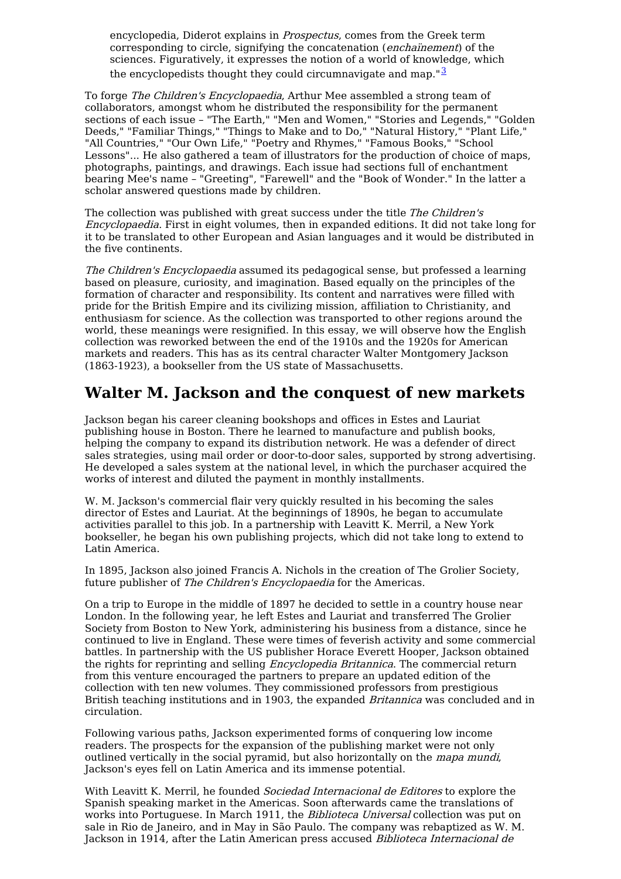encyclopedia, Diderot explains in *Prospectus*, comes from the Greek term corresponding to circle, signifying the concatenation (*enchaînement*) of the sciences. Figuratively, it expresses the notion of a world of knowledge, which the encyclopedists thought they could circumnavigate and map."[3]

To forge *The Children's Encyclopaedia*, Arthur Mee assembled a strong team of collaborators, amongst whom he distributed the responsibility for the permanent sections of each issue – "The Earth," "Men and Women," "Stories and Legends," "Golden Deeds," "Familiar Things," "Things to Make and to Do," "Natural History," "Plant Life," "All Countries," "Our Own Life," "Poetry and Rhymes," "Famous Books," "School Lessons"... He also gathered a team of illustrators for the production of choice of maps, photographs, paintings, and drawings. Each issue had sections full of enchantment bearing Mee's name – "Greeting", "Farewell" and the "Book of Wonder." In the latter a scholar answered questions made by children.

The collection was published with great success under the title *The Children's Encyclopaedia*. First in eight volumes, then in expanded editions. It did not take long for it to be translated to other European and Asian languages and it would be distributed in the five continents.

*The Children's Encyclopaedia* assumed its pedagogical sense, but professed a learning based on pleasure, curiosity, and imagination. Based equally on the principles of the formation of character and responsibility. Its content and narratives were filled with pride for the British Empire and its civilizing mission, affiliation to Christianity, and enthusiasm for science. As the collection was transported to other regions around the world, these meanings were resignified. In this essay, we will observe how the English collection was reworked between the end of the 1910s and the 1920s for American markets and readers. This has as its central character Walter Montgomery Jackson (1863-1923), a bookseller from the US state of Massachusetts.

## Walter M. Jackson and the conquest of new markets

Jackson began his career cleaning bookshops and offices in Estes and Lauriat publishing house in Boston. There he learned to manufacture and publish books, helping the company to expand its distribution network. He was a defender of direct sales strategies, using mail order or door-to-door sales, supported by strong advertising. He developed a sales system at the national level, in which the purchaser acquired the works of interest and diluted the payment in monthly installments.

W. M. Jackson's commercial flair very quickly resulted in his becoming the sales director of Estes and Lauriat. At the beginnings of 1890s, he began to accumulate activities parallel to this job. In a partnership with Leavitt K. Merril, a New York bookseller, he began his own publishing projects, which did not take long to extend to Latin America.

In 1895, Jackson also joined Francis A. Nichols in the creation of The Grolier Society, future publisher of *The Children's Encyclopaedia* for the Americas.

On a trip to Europe in the middle of 1897 he decided to settle in a country house near London. In the following year, he left Estes and Lauriat and transferred The Grolier Society from Boston to New York, administering his business from a distance, since he continued to live in England. These were times of feverish activity and some commercial battles. In partnership with the US publisher Horace Everett Hooper, Jackson obtained the rights for reprinting and selling *Encyclopedia Britannica*. The commercial return from this venture encouraged the partners to prepare an updated edition of the collection with ten new volumes. They commissioned professors from prestigious British teaching institutions and in 1903, the expanded *Britannica* was concluded and in circulation.

Following various paths, Jackson experimented forms of conquering low income readers. The prospects for the expansion of the publishing market were not only outlined vertically in the social pyramid, but also horizontally on the *mapa mundi*, Jackson's eyes fell on Latin America and its immense potential.

With Leavitt K. Merril, he founded *Sociedad Internacional de Editores* to explore the Spanish speaking market in the Americas. Soon afterwards came the translations of works into Portuguese. In March 1911, the *Biblioteca Universal* collection was put on sale in Rio de Janeiro, and in May in São Paulo. The company was rebaptized as W. M. Jackson in 1914, after the Latin American press accused *Biblioteca Internacional de*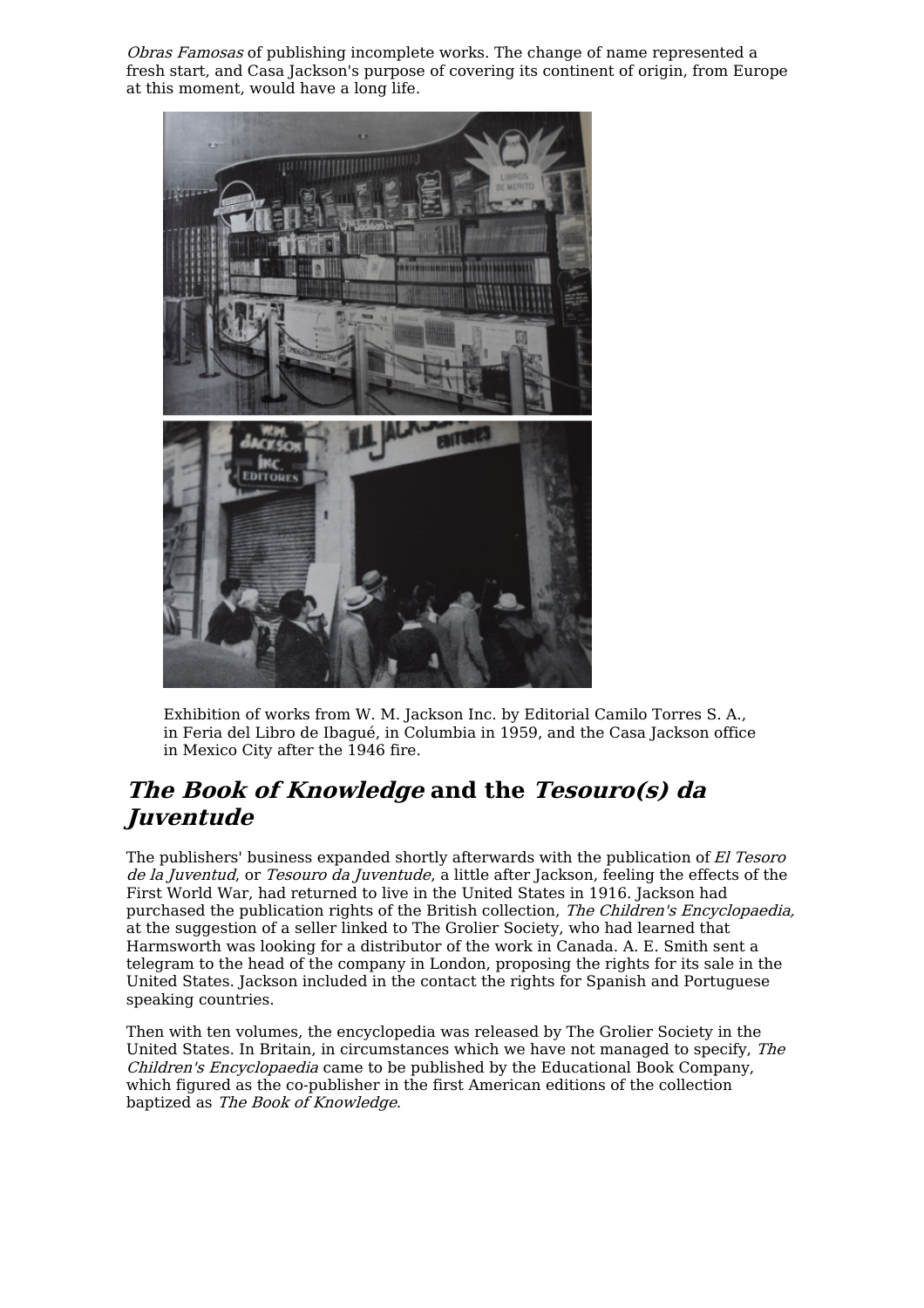*Obras Famosas* of publishing incomplete works. The change of name represented a fresh start, and Casa Jackson's purpose of covering its continent of origin, from Europe at this moment, would have a long life.

Exhibition of works from W. M. Jackson Inc. by Editorial Camilo Torres S. A., in Feria del Libro de Ibagué, in Columbia in 1959, and the Casa Jackson office in Mexico City after the 1946 fire.

## *The Book of Knowledge* and the *Tesouro(s) da Juventude*

The publishers' business expanded shortly afterwards with the publication of *El Tesoro de la Juventud*, or *Tesouro da Juventude*, a little after Jackson, feeling the effects of the First World War, had returned to live in the United States in 1916. Jackson had purchased the publication rights of the British collection, *The Children's Encyclopaedia,* at the suggestion of a seller linked to The Grolier Society, who had learned that Harmsworth was looking for a distributor of the work in Canada. A. E. Smith sent a telegram to the head of the company in London, proposing the rights for its sale in the United States. Jackson included in the contact the rights for Spanish and Portuguese speaking countries.

Then with ten volumes, the encyclopedia was released by The Grolier Society in the United States. In Britain, in circumstances which we have not managed to specify, *The Children's Encyclopaedia* came to be published by the Educational Book Company, which figured as the co-publisher in the first American editions of the collection baptized as *The Book of Knowledge*.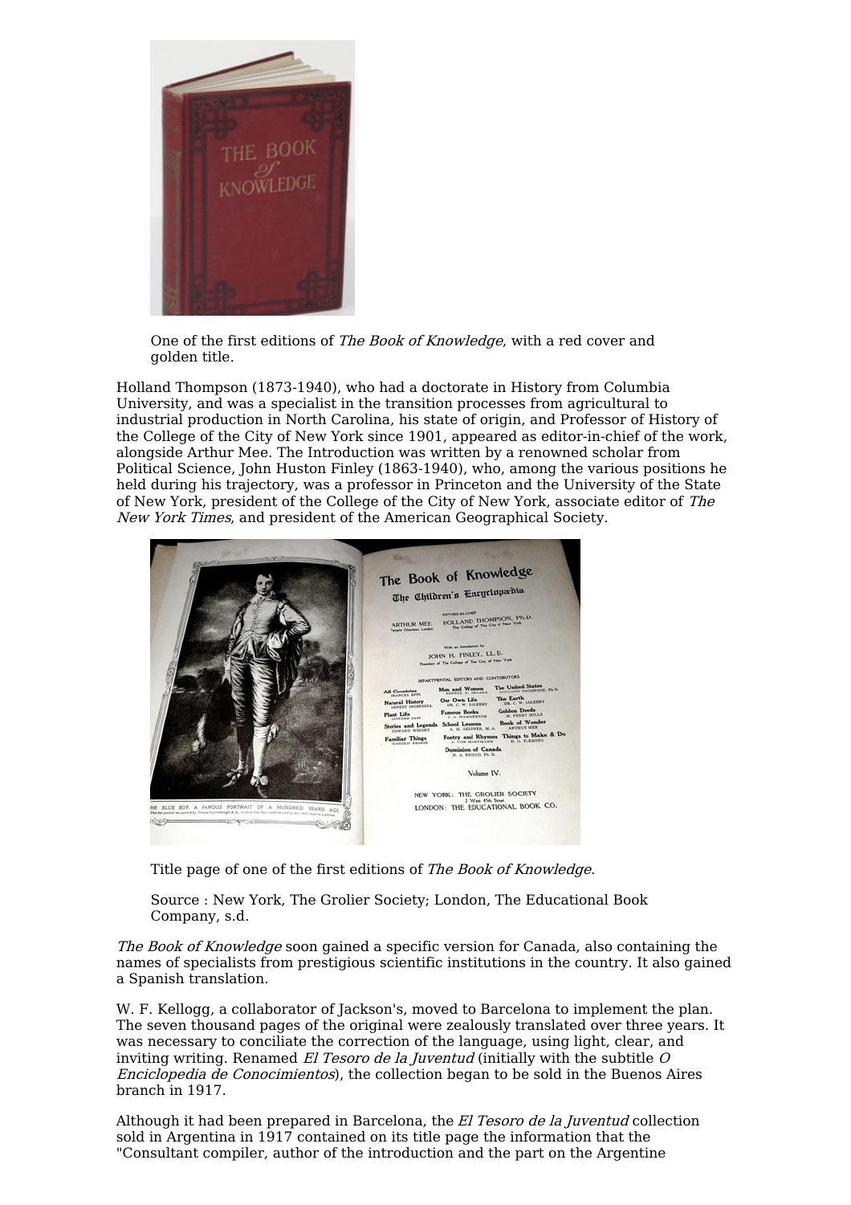One of the first editions of *The Book of Knowledge*, with a red cover and golden title.

Holland Thompson (1873-1940), who had a doctorate in History from Columbia University, and was a specialist in the transition processes from agricultural to industrial production in North Carolina, his state of origin, and Professor of History of the College of the City of New York since 1901, appeared as editor-in-chief of the work, alongside Arthur Mee. The Introduction was written by a renowned scholar from Political Science, John Huston Finley (1863-1940), who, among the various positions he held during his trajectory, was a professor in Princeton and the University of the State of New York, president of the College of the City of New York, associate editor of *The New York Times*, and president of the American Geographical Society.

Title page of one of the first editions of *The Book of Knowledge*.

Source : New York, The Grolier Society; London, The Educational Book Company, s.d.

*The Book of Knowledge* soon gained a specific version for Canada, also containing the names of specialists from prestigious scientific institutions in the country. It also gained a Spanish translation.

W. F. Kellogg, a collaborator of Jackson's, moved to Barcelona to implement the plan. The seven thousand pages of the original were zealously translated over three years. It was necessary to conciliate the correction of the language, using light, clear, and inviting writing. Renamed *El Tesoro de la Juventud* (initially with the subtitle *O Enciclopedia de Conocimientos*), the collection began to be sold in the Buenos Aires branch in 1917.

Although it had been prepared in Barcelona, the *El Tesoro de la Juventud* collection sold in Argentina in 1917 contained on its title page the information that the "Consultant compiler, author of the introduction and the part on the Argentine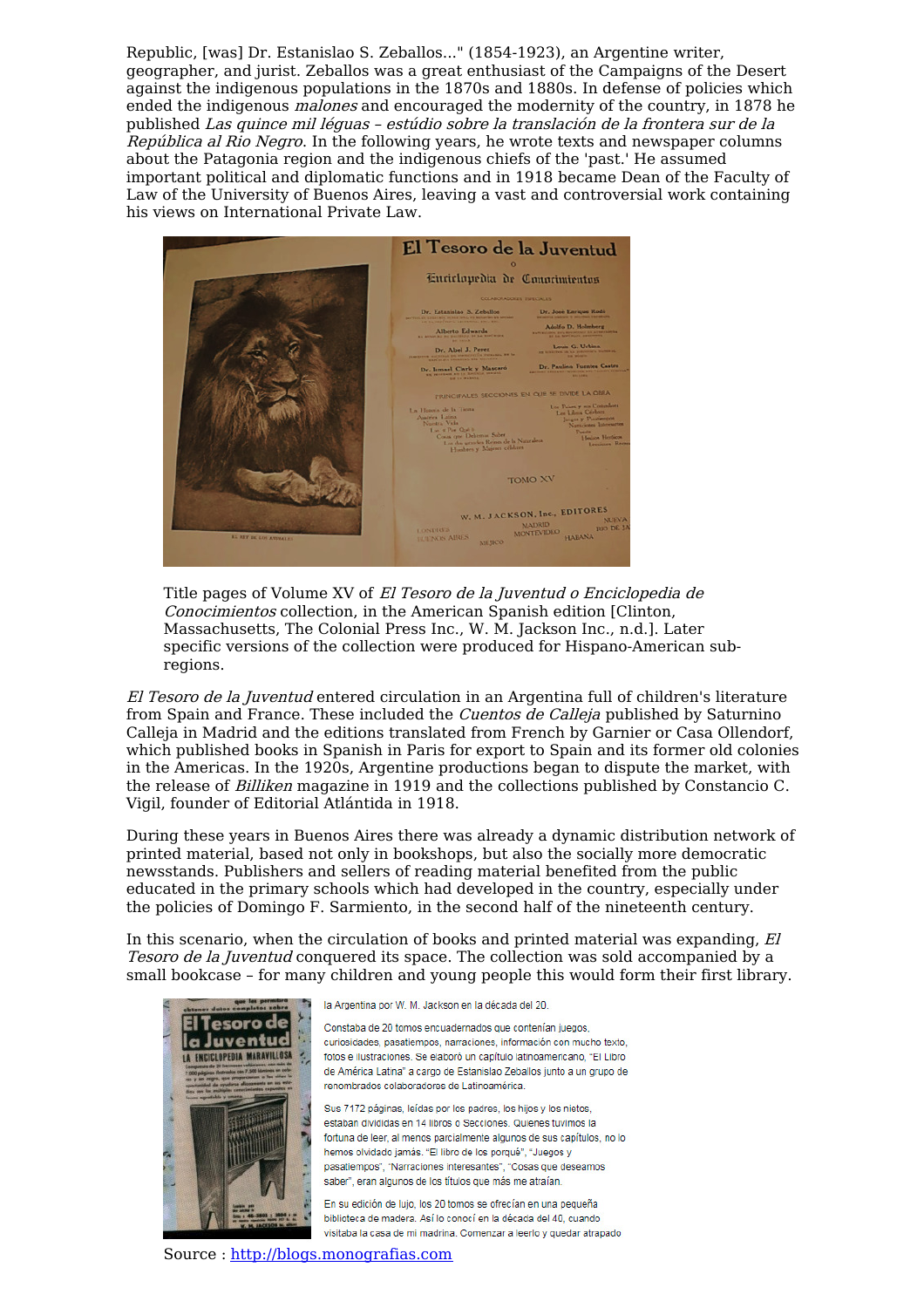Republic, [was] Dr. Estanislao S. Zeballos..." (1854-1923), an Argentine writer, geographer, and jurist. Zeballos was a great enthusiast of the Campaigns of the Desert against the indigenous populations in the 1870s and 1880s. In defense of policies which ended the indigenous *malones* and encouraged the modernity of the country, in 1878 he published *Las quince mil léguas – estúdio sobre la translación de la frontera sur de la República al Rio Negro*. In the following years, he wrote texts and newspaper columns about the Patagonia region and the indigenous chiefs of the 'past.' He assumed important political and diplomatic functions and in 1918 became Dean of the Faculty of Law of the University of Buenos Aires, leaving a vast and controversial work containing his views on International Private Law.

Title pages of Volume XV of *El Tesoro de la Juventud o Enciclopedia de Conocimientos* collection, in the American Spanish edition [Clinton, Massachusetts, The Colonial Press Inc., W. M. Jackson Inc., n.d.]. Later specific versions of the collection were produced for Hispano-American sub-regions.

*El Tesoro de la Juventud* entered circulation in an Argentina full of children's literature from Spain and France. These included the *Cuentos de Calleja* published by Saturnino Calleja in Madrid and the editions translated from French by Garnier or Casa Ollendorf, which published books in Spanish in Paris for export to Spain and its former old colonies in the Americas. In the 1920s, Argentine productions began to dispute the market, with the release of *Billiken* magazine in 1919 and the collections published by Constancio C. Vigil, founder of Editorial Atlántida in 1918.

During these years in Buenos Aires there was already a dynamic distribution network of printed material, based not only in bookshops, but also the socially more democratic newsstands. Publishers and sellers of reading material benefited from the public educated in the primary schools which had developed in the country, especially under the policies of Domingo F. Sarmiento, in the second half of the nineteenth century.

In this scenario, when the circulation of books and printed material was expanding, *El Tesoro de la Juventud* conquered its space. The collection was sold accompanied by a small bookcase – for many children and young people this would form their first library.

la Argentina por W. M. Jackson en la década del 20.

Constaba de 20 tomos encuadernados que contenían juegos, curiosidades, pasatiempos, narraciones, información con mucho texto, fotos e ilustraciones. Se elaboró un capítulo latinoamericano, "El Libro de América Latina" a cargo de Estanislao Zeballos junto a un grupo de renombrados colaboradores de Latinoamérica.

Sus 7172 páginas, leídas por los padres, los hijos y los nietos, estaban divididas en 14 libros o Secciones. Quienes tuvimos la fortuna de leer, al menos parcialmente algunos de sus capítulos, no lo hemos olvidado jamás. "El libro de los porqué", "Juegos y pasatiempos", "Narraciones interesantes", "Cosas que deseamos saber", eran algunos de los títulos que más me atraían.

En su edición de lujo, los 20 tomos se ofrecían en una pequeña biblioteca de madera. Así lo conocí en la década del 40, cuando visitaba la casa de mi madrina. Comenzar a leerlo y quedar atrapado

Source : http://blogs.monografias.com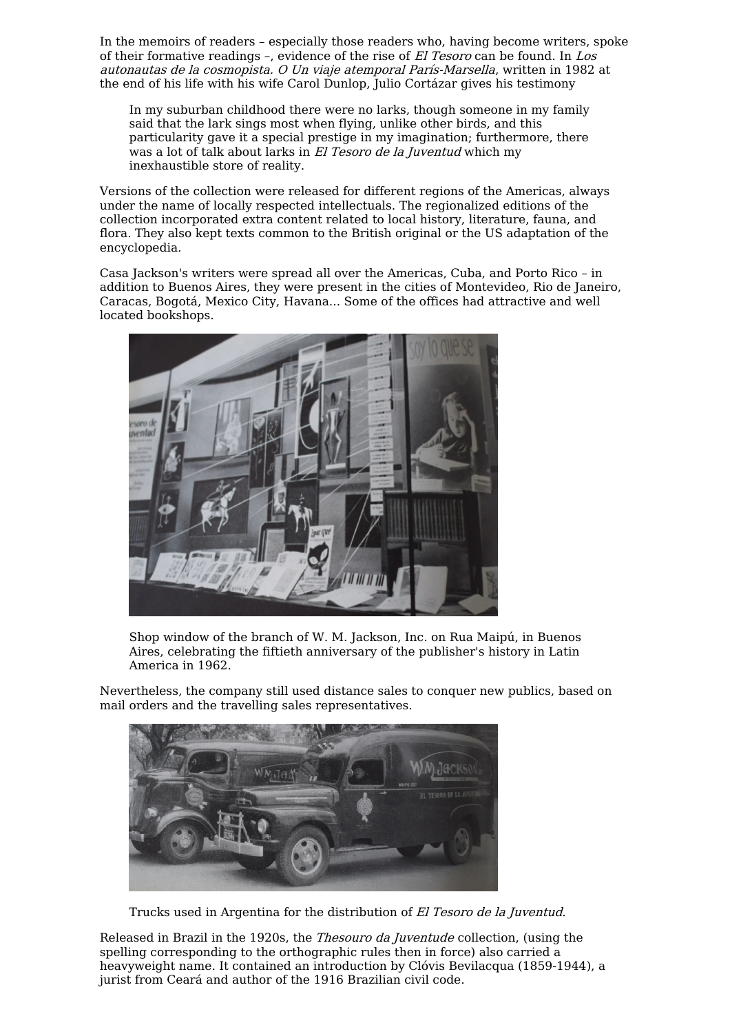In the memoirs of readers – especially those readers who, having become writers, spoke of their formative readings –, evidence of the rise of *El Tesoro* can be found. In *Los autonautas de la cosmopista. O Un viaje atemporal París-Marsella*, written in 1982 at the end of his life with his wife Carol Dunlop, Julio Cortázar gives his testimony

> In my suburban childhood there were no larks, though someone in my family said that the lark sings most when flying, unlike other birds, and this particularity gave it a special prestige in my imagination; furthermore, there was a lot of talk about larks in *El Tesoro de la Juventud* which my inexhaustible store of reality.

Versions of the collection were released for different regions of the Americas, always under the name of locally respected intellectuals. The regionalized editions of the collection incorporated extra content related to local history, literature, fauna, and flora. They also kept texts common to the British original or the US adaptation of the encyclopedia.

Casa Jackson's writers were spread all over the Americas, Cuba, and Porto Rico – in addition to Buenos Aires, they were present in the cities of Montevideo, Rio de Janeiro, Caracas, Bogotá, Mexico City, Havana... Some of the offices had attractive and well located bookshops.

Shop window of the branch of W. M. Jackson, Inc. on Rua Maipú, in Buenos Aires, celebrating the fiftieth anniversary of the publisher's history in Latin America in 1962.

Nevertheless, the company still used distance sales to conquer new publics, based on mail orders and the travelling sales representatives.

Trucks used in Argentina for the distribution of *El Tesoro de la Juventud*.

Released in Brazil in the 1920s, the *Thesouro da Juventude* collection, (using the spelling corresponding to the orthographic rules then in force) also carried a heavyweight name. It contained an introduction by Clóvis Bevilacqua (1859-1944), a jurist from Ceará and author of the 1916 Brazilian civil code.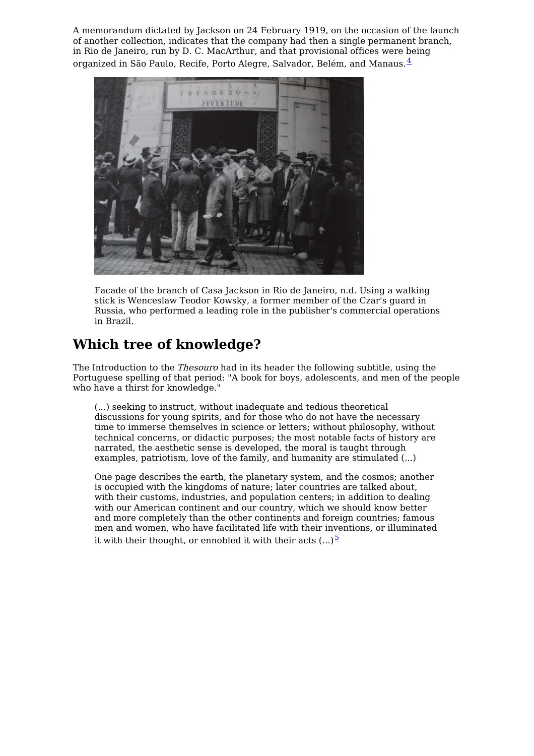A memorandum dictated by Jackson on 24 February 1919, on the occasion of the launch of another collection, indicates that the company had then a single permanent branch, in Rio de Janeiro, run by D. C. MacArthur, and that provisional offices were being organized in São Paulo, Recife, Porto Alegre, Salvador, Belém, and Manaus.[4]

Facade of the branch of Casa Jackson in Rio de Janeiro, n.d. Using a walking stick is Wenceslaw Teodor Kowsky, a former member of the Czar's guard in Russia, who performed a leading role in the publisher's commercial operations in Brazil.

## Which tree of knowledge?

The Introduction to the *Thesouro* had in its header the following subtitle, using the Portuguese spelling of that period: "A book for boys, adolescents, and men of the people who have a thirst for knowledge."

> (...) seeking to instruct, without inadequate and tedious theoretical discussions for young spirits, and for those who do not have the necessary time to immerse themselves in science or letters; without philosophy, without technical concerns, or didactic purposes; the most notable facts of history are narrated, the aesthetic sense is developed, the moral is taught through examples, patriotism, love of the family, and humanity are stimulated (...)
>
> One page describes the earth, the planetary system, and the cosmos; another is occupied with the kingdoms of nature; later countries are talked about, with their customs, industries, and population centers; in addition to dealing with our American continent and our country, which we should know better and more completely than the other continents and foreign countries; famous men and women, who have facilitated life with their inventions, or illuminated it with their thought, or ennobled it with their acts (...)[5]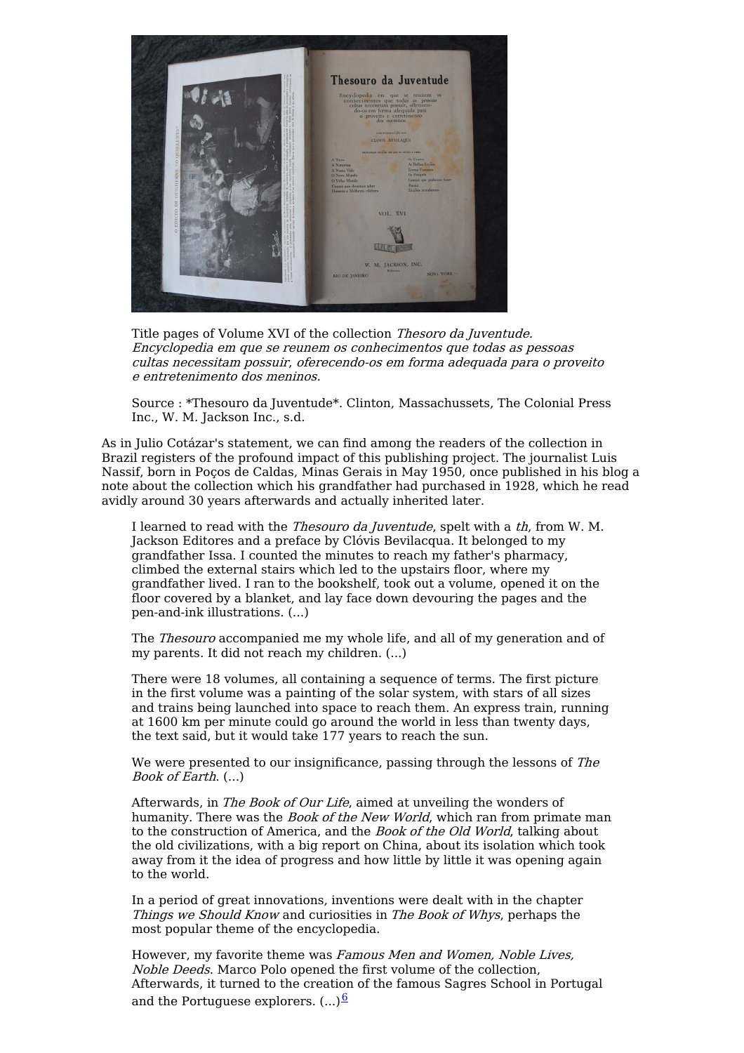Title pages of Volume XVI of the collection *Thesoro da Juventude. Encyclopedia em que se reunem os conhecimentos que todas as pessoas cultas necessitam possuir, oferecendo-os em forma adequada para o proveito e entretenimento dos meninos*.

Source : *Thesouro da Juventude*. Clinton, Massachussets, The Colonial Press Inc., W. M. Jackson Inc., s.d.

As in Julio Cotázar's statement, we can find among the readers of the collection in Brazil registers of the profound impact of this publishing project. The journalist Luis Nassif, born in Poços de Caldas, Minas Gerais in May 1950, once published in his blog a note about the collection which his grandfather had purchased in 1928, which he read avidly around 30 years afterwards and actually inherited later.

> I learned to read with the *Thesouro da Juventude*, spelt with a *th*, from W. M. Jackson Editores and a preface by Clóvis Bevilacqua. It belonged to my grandfather Issa. I counted the minutes to reach my father's pharmacy, climbed the external stairs which led to the upstairs floor, where my grandfather lived. I ran to the bookshelf, took out a volume, opened it on the floor covered by a blanket, and lay face down devouring the pages and the pen-and-ink illustrations. (...)
>
> The *Thesouro* accompanied me my whole life, and all of my generation and of my parents. It did not reach my children. (...)
>
> There were 18 volumes, all containing a sequence of terms. The first picture in the first volume was a painting of the solar system, with stars of all sizes and trains being launched into space to reach them. An express train, running at 1600 km per minute could go around the world in less than twenty days, the text said, but it would take 177 years to reach the sun.
>
> We were presented to our insignificance, passing through the lessons of *The Book of Earth*. (...)
>
> Afterwards, in *The Book of Our Life*, aimed at unveiling the wonders of humanity. There was the *Book of the New World*, which ran from primate man to the construction of America, and the *Book of the Old World*, talking about the old civilizations, with a big report on China, about its isolation which took away from it the idea of progress and how little by little it was opening again to the world.
>
> In a period of great innovations, inventions were dealt with in the chapter *Things we Should Know* and curiosities in *The Book of Whys*, perhaps the most popular theme of the encyclopedia.
>
> However, my favorite theme was *Famous Men and Women, Noble Lives, Noble Deeds*. Marco Polo opened the first volume of the collection, Afterwards, it turned to the creation of the famous Sagres School in Portugal and the Portuguese explorers. (...)[6]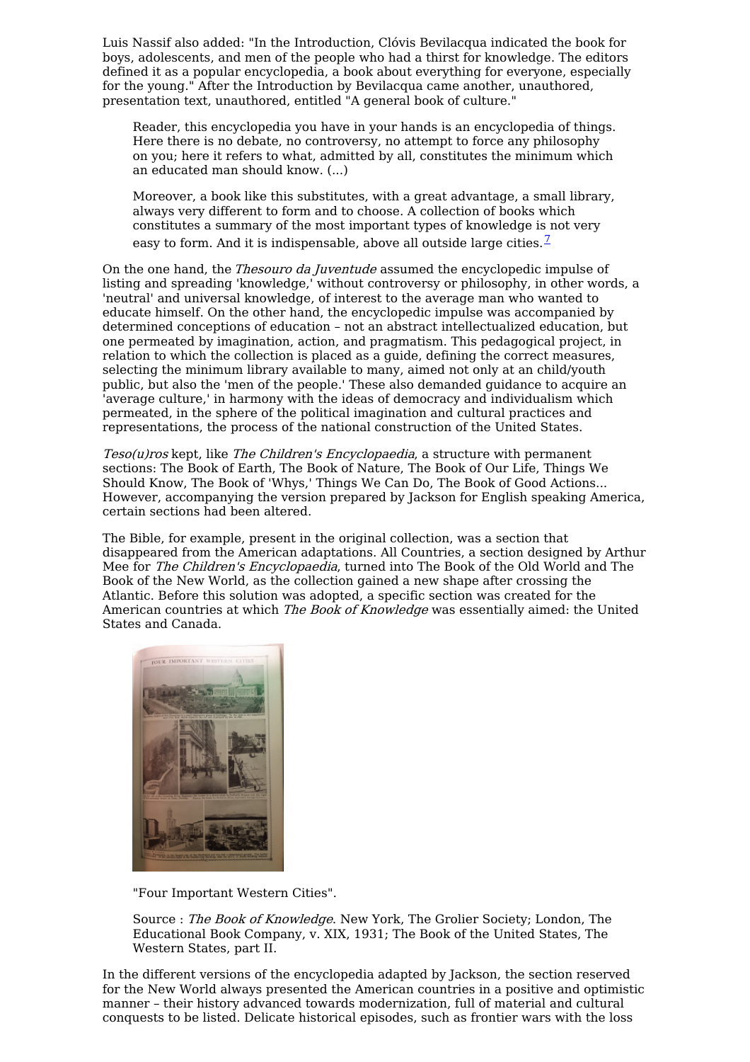Luis Nassif also added: "In the Introduction, Clóvis Bevilacqua indicated the book for boys, adolescents, and men of the people who had a thirst for knowledge. The editors defined it as a popular encyclopedia, a book about everything for everyone, especially for the young." After the Introduction by Bevilacqua came another, unauthored, presentation text, unauthored, entitled "A general book of culture."

> Reader, this encyclopedia you have in your hands is an encyclopedia of things. Here there is no debate, no controversy, no attempt to force any philosophy on you; here it refers to what, admitted by all, constitutes the minimum which an educated man should know. (...)
>
> Moreover, a book like this substitutes, with a great advantage, a small library, always very different to form and to choose. A collection of books which constitutes a summary of the most important types of knowledge is not very easy to form. And it is indispensable, above all outside large cities.[7]

On the one hand, the *Thesouro da Juventude* assumed the encyclopedic impulse of listing and spreading 'knowledge,' without controversy or philosophy, in other words, a 'neutral' and universal knowledge, of interest to the average man who wanted to educate himself. On the other hand, the encyclopedic impulse was accompanied by determined conceptions of education – not an abstract intellectualized education, but one permeated by imagination, action, and pragmatism. This pedagogical project, in relation to which the collection is placed as a guide, defining the correct measures, selecting the minimum library available to many, aimed not only at an child/youth public, but also the 'men of the people.' These also demanded guidance to acquire an 'average culture,' in harmony with the ideas of democracy and individualism which permeated, in the sphere of the political imagination and cultural practices and representations, the process of the national construction of the United States.

*Teso(u)ros* kept, like *The Children's Encyclopaedia*, a structure with permanent sections: The Book of Earth, The Book of Nature, The Book of Our Life, Things We Should Know, The Book of 'Whys,' Things We Can Do, The Book of Good Actions... However, accompanying the version prepared by Jackson for English speaking America, certain sections had been altered.

The Bible, for example, present in the original collection, was a section that disappeared from the American adaptations. All Countries, a section designed by Arthur Mee for *The Children's Encyclopaedia*, turned into The Book of the Old World and The Book of the New World, as the collection gained a new shape after crossing the Atlantic. Before this solution was adopted, a specific section was created for the American countries at which *The Book of Knowledge* was essentially aimed: the United States and Canada.

"Four Important Western Cities".

Source : *The Book of Knowledge*. New York, The Grolier Society; London, The Educational Book Company, v. XIX, 1931; The Book of the United States, The Western States, part II.

In the different versions of the encyclopedia adapted by Jackson, the section reserved for the New World always presented the American countries in a positive and optimistic manner – their history advanced towards modernization, full of material and cultural conquests to be listed. Delicate historical episodes, such as frontier wars with the loss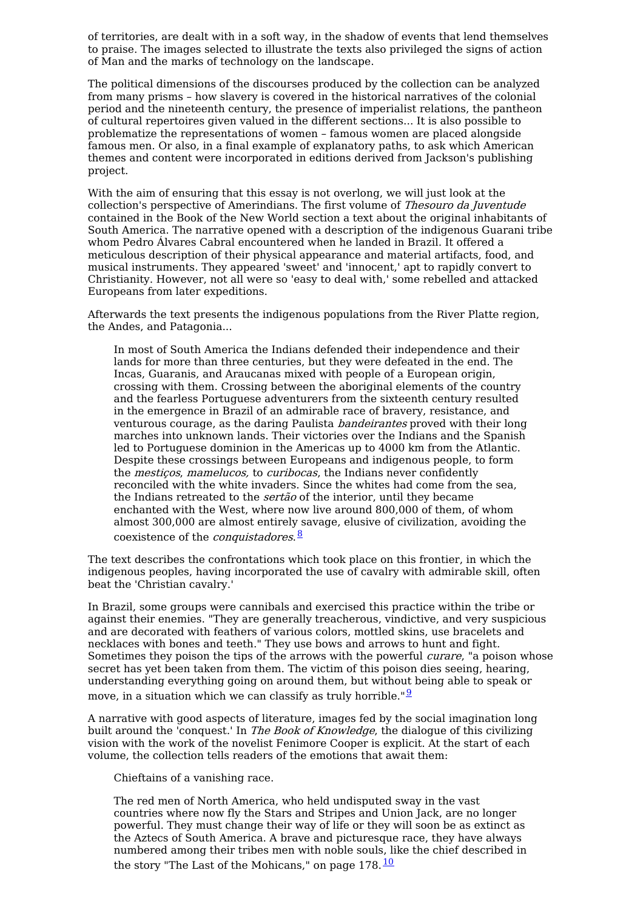of territories, are dealt with in a soft way, in the shadow of events that lend themselves to praise. The images selected to illustrate the texts also privileged the signs of action of Man and the marks of technology on the landscape.

The political dimensions of the discourses produced by the collection can be analyzed from many prisms – how slavery is covered in the historical narratives of the colonial period and the nineteenth century, the presence of imperialist relations, the pantheon of cultural repertoires given valued in the different sections... It is also possible to problematize the representations of women – famous women are placed alongside famous men. Or also, in a final example of explanatory paths, to ask which American themes and content were incorporated in editions derived from Jackson's publishing project.

With the aim of ensuring that this essay is not overlong, we will just look at the collection's perspective of Amerindians. The first volume of *Thesouro da Juventude* contained in the Book of the New World section a text about the original inhabitants of South America. The narrative opened with a description of the indigenous Guarani tribe whom Pedro Álvares Cabral encountered when he landed in Brazil. It offered a meticulous description of their physical appearance and material artifacts, food, and musical instruments. They appeared 'sweet' and 'innocent,' apt to rapidly convert to Christianity. However, not all were so 'easy to deal with,' some rebelled and attacked Europeans from later expeditions.

Afterwards the text presents the indigenous populations from the River Platte region, the Andes, and Patagonia...

> In most of South America the Indians defended their independence and their lands for more than three centuries, but they were defeated in the end. The Incas, Guaranis, and Araucanas mixed with people of a European origin, crossing with them. Crossing between the aboriginal elements of the country and the fearless Portuguese adventurers from the sixteenth century resulted in the emergence in Brazil of an admirable race of bravery, resistance, and venturous courage, as the daring Paulista *bandeirantes* proved with their long marches into unknown lands. Their victories over the Indians and the Spanish led to Portuguese dominion in the Americas up to 4000 km from the Atlantic. Despite these crossings between Europeans and indigenous people, to form the *mestiços*, *mamelucos*, to *curibocas*, the Indians never confidently reconciled with the white invaders. Since the whites had come from the sea, the Indians retreated to the *sertão* of the interior, until they became enchanted with the West, where now live around 800,000 of them, of whom almost 300,000 are almost entirely savage, elusive of civilization, avoiding the coexistence of the *conquistadores*.[8]

The text describes the confrontations which took place on this frontier, in which the indigenous peoples, having incorporated the use of cavalry with admirable skill, often beat the 'Christian cavalry.'

In Brazil, some groups were cannibals and exercised this practice within the tribe or against their enemies. "They are generally treacherous, vindictive, and very suspicious and are decorated with feathers of various colors, mottled skins, use bracelets and necklaces with bones and teeth." They use bows and arrows to hunt and fight. Sometimes they poison the tips of the arrows with the powerful *curare*, "a poison whose secret has yet been taken from them. The victim of this poison dies seeing, hearing, understanding everything going on around them, but without being able to speak or move, in a situation which we can classify as truly horrible."[9]

A narrative with good aspects of literature, images fed by the social imagination long built around the 'conquest.' In *The Book of Knowledge*, the dialogue of this civilizing vision with the work of the novelist Fenimore Cooper is explicit. At the start of each volume, the collection tells readers of the emotions that await them:

> Chieftains of a vanishing race.
>
> The red men of North America, who held undisputed sway in the vast countries where now fly the Stars and Stripes and Union Jack, are no longer powerful. They must change their way of life or they will soon be as extinct as the Aztecs of South America. A brave and picturesque race, they have always numbered among their tribes men with noble souls, like the chief described in the story "The Last of the Mohicans," on page 178.[10]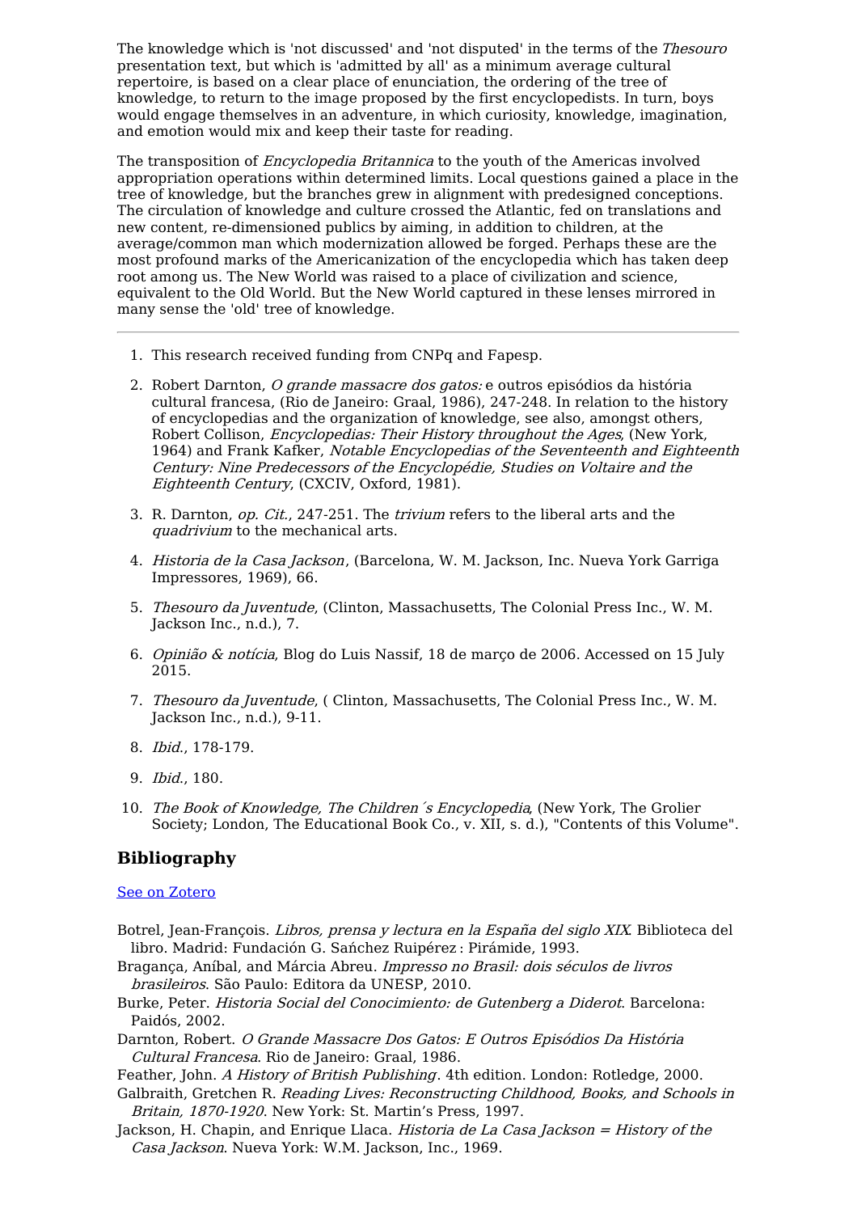The knowledge which is 'not discussed' and 'not disputed' in the terms of the *Thesouro* presentation text, but which is 'admitted by all' as a minimum average cultural repertoire, is based on a clear place of enunciation, the ordering of the tree of knowledge, to return to the image proposed by the first encyclopedists. In turn, boys would engage themselves in an adventure, in which curiosity, knowledge, imagination, and emotion would mix and keep their taste for reading.

The transposition of *Encyclopedia Britannica* to the youth of the Americas involved appropriation operations within determined limits. Local questions gained a place in the tree of knowledge, but the branches grew in alignment with predesigned conceptions. The circulation of knowledge and culture crossed the Atlantic, fed on translations and new content, re-dimensioned publics by aiming, in addition to children, at the average/common man which modernization allowed be forged. Perhaps these are the most profound marks of the Americanization of the encyclopedia which has taken deep root among us. The New World was raised to a place of civilization and science, equivalent to the Old World. But the New World captured in these lenses mirrored in many sense the 'old' tree of knowledge.

---

1. This research received funding from CNPq and Fapesp.
2. Robert Darnton, *O grande massacre dos gatos:* e outros episódios da história cultural francesa, (Rio de Janeiro: Graal, 1986), 247-248. In relation to the history of encyclopedias and the organization of knowledge, see also, amongst others, Robert Collison, *Encyclopedias: Their History throughout the Ages*, (New York, 1964) and Frank Kafker, *Notable Encyclopedias of the Seventeenth and Eighteenth Century: Nine Predecessors of the Encyclopédie, Studies on Voltaire and the Eighteenth Century*, (CXCIV, Oxford, 1981).
3. R. Darnton, *op. Cit.*, 247-251. The *trivium* refers to the liberal arts and the *quadrivium* to the mechanical arts.
4. *Historia de la Casa Jackson*, (Barcelona, W. M. Jackson, Inc. Nueva York Garriga Impressores, 1969), 66.
5. *Thesouro da Juventude*, (Clinton, Massachusetts, The Colonial Press Inc., W. M. Jackson Inc., n.d.), 7.
6. *Opinião & notícia*, Blog do Luis Nassif, 18 de março de 2006. Accessed on 15 July 2015.
7. *Thesouro da Juventude*, ( Clinton, Massachusetts, The Colonial Press Inc., W. M. Jackson Inc., n.d.), 9-11.
8. *Ibid.*, 178-179.
9. *Ibid.*, 180.
10. *The Book of Knowledge, The Children´s Encyclopedia*, (New York, The Grolier Society; London, The Educational Book Co., v. XII, s. d.), "Contents of this Volume".

## Bibliography

See on Zotero

Botrel, Jean-François. *Libros, prensa y lectura en la España del siglo XIX*. Biblioteca del libro. Madrid: Fundación G. Sańchez Ruipérez : Pirámide, 1993.

Bragança, Aníbal, and Márcia Abreu. *Impresso no Brasil: dois séculos de livros brasileiros*. São Paulo: Editora da UNESP, 2010.

Burke, Peter. *Historia Social del Conocimiento: de Gutenberg a Diderot*. Barcelona: Paidós, 2002.

Darnton, Robert. *O Grande Massacre Dos Gatos: E Outros Episódios Da História Cultural Francesa*. Rio de Janeiro: Graal, 1986.

Feather, John. *A History of British Publishing*. 4th edition. London: Rotledge, 2000.

Galbraith, Gretchen R. *Reading Lives: Reconstructing Childhood, Books, and Schools in Britain, 1870-1920*. New York: St. Martin's Press, 1997.

Jackson, H. Chapin, and Enrique Llaca. *Historia de La Casa Jackson = History of the Casa Jackson*. Nueva York: W.M. Jackson, Inc., 1969.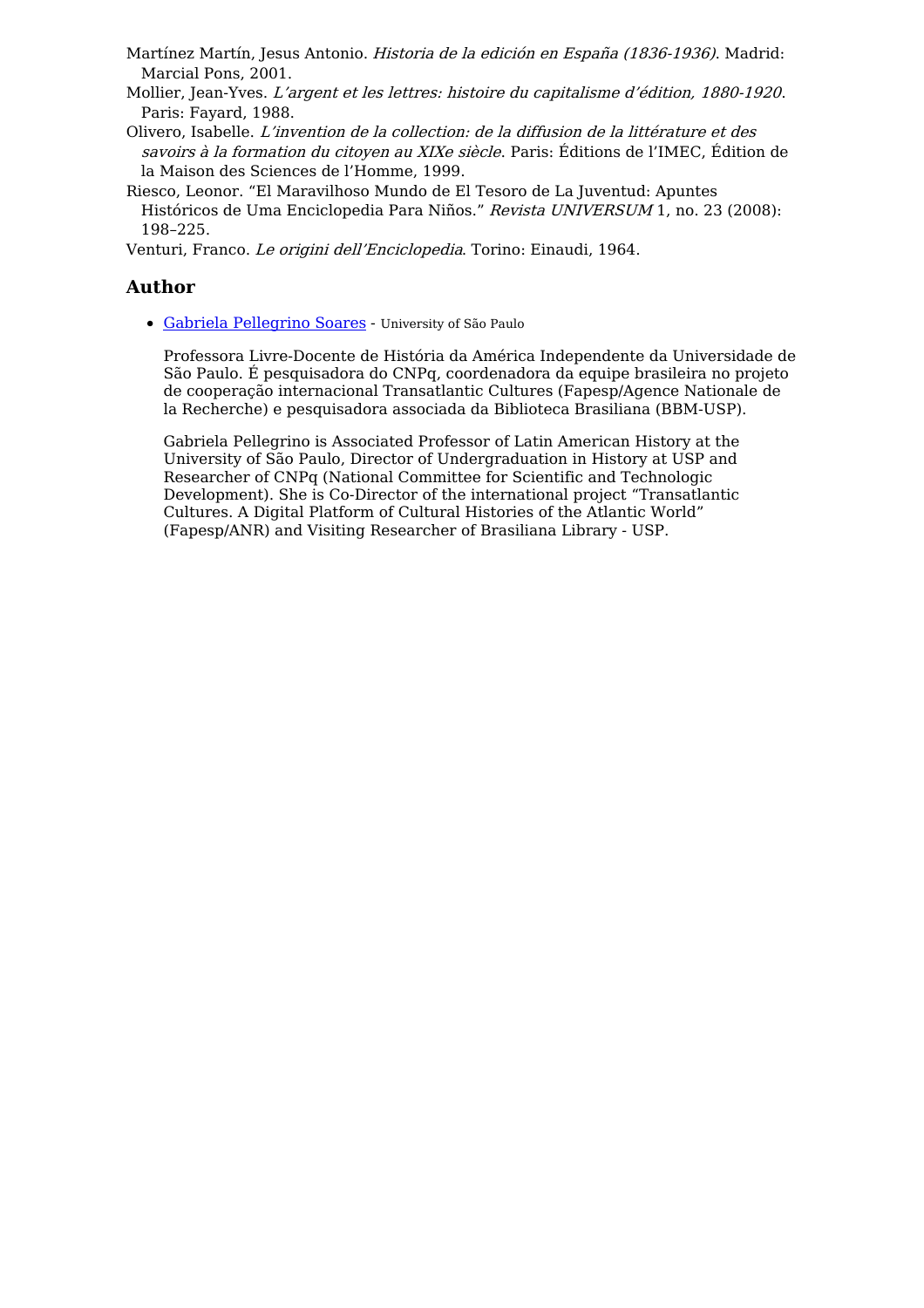Martínez Martín, Jesus Antonio. *Historia de la edición en España (1836-1936)*. Madrid: Marcial Pons, 2001.

Mollier, Jean-Yves. *L'argent et les lettres: histoire du capitalisme d'édition, 1880-1920*. Paris: Fayard, 1988.

Olivero, Isabelle. *L'invention de la collection: de la diffusion de la littérature et des savoirs à la formation du citoyen au XIXe siècle*. Paris: Éditions de l'IMEC, Édition de la Maison des Sciences de l'Homme, 1999.

Riesco, Leonor. "El Maravilhoso Mundo de El Tesoro de La Juventud: Apuntes Históricos de Uma Enciclopedia Para Niños." *Revista UNIVERSUM* 1, no. 23 (2008): 198–225.

Venturi, Franco. *Le origini dell'Enciclopedia*. Torino: Einaudi, 1964.

## Author

- Gabriela Pellegrino Soares - University of São Paulo

  Professora Livre-Docente de História da América Independente da Universidade de São Paulo. É pesquisadora do CNPq, coordenadora da equipe brasileira no projeto de cooperação internacional Transatlantic Cultures (Fapesp/Agence Nationale de la Recherche) e pesquisadora associada da Biblioteca Brasiliana (BBM-USP).

  Gabriela Pellegrino is Associated Professor of Latin American History at the University of São Paulo, Director of Undergraduation in History at USP and Researcher of CNPq (National Committee for Scientific and Technologic Development). She is Co-Director of the international project "Transatlantic Cultures. A Digital Platform of Cultural Histories of the Atlantic World" (Fapesp/ANR) and Visiting Researcher of Brasiliana Library - USP.